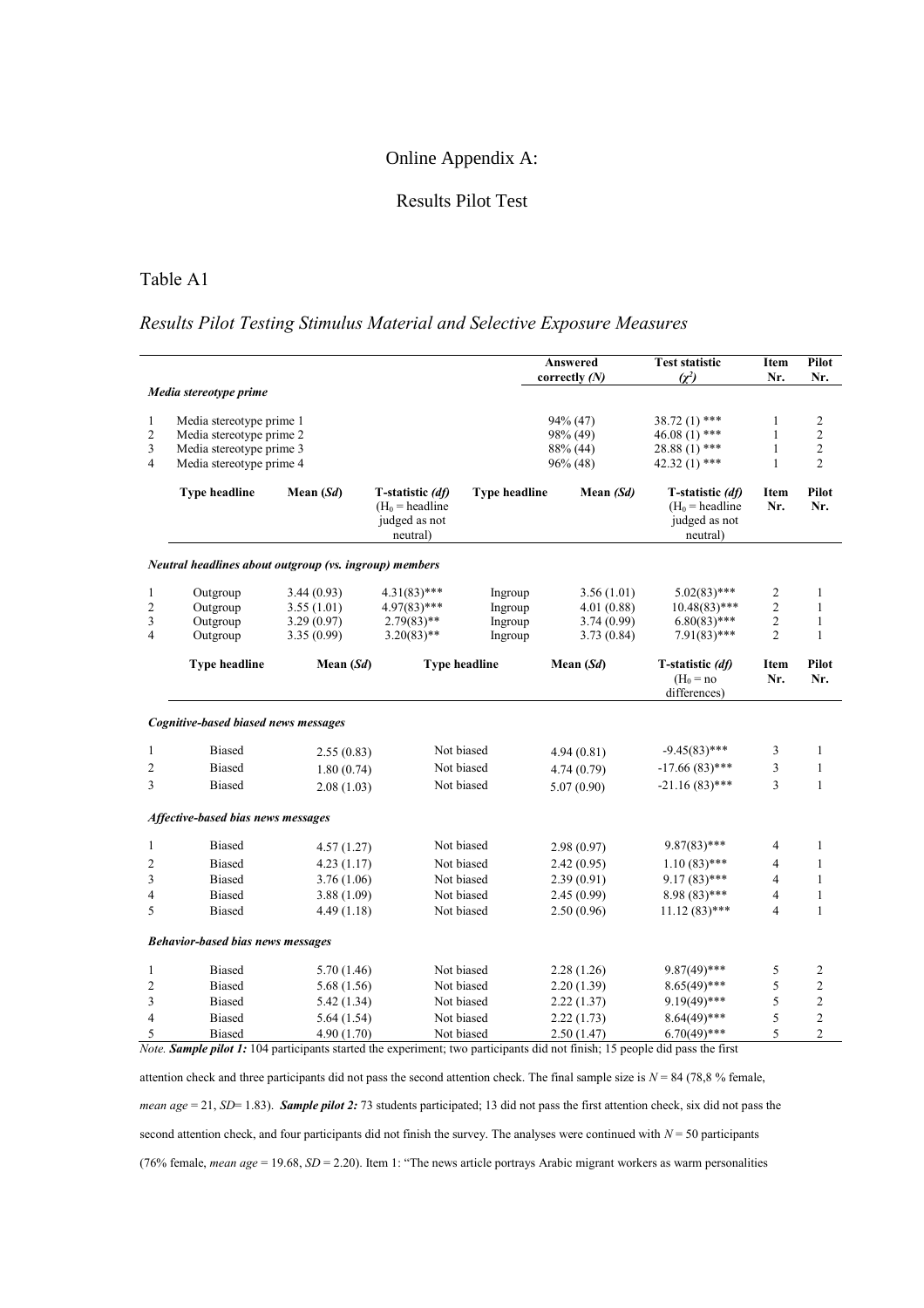# Online Appendix A:

## Results Pilot Test

Table A1

*Results Pilot Testing Stimulus Material and Selective Exposure Measures*

| | | | | | Answered correctly *(N)* | Test statistic *($\chi^2$)* | Item Nr. | Pilot Nr. |
|---|---|---|---|---|---|---|---|---|
| ***Media stereotype prime*** | | | | | | | | |
| 1 | Media stereotype prime 1 | | | | 94% (47) | 38.72 (1) *** | 1 | 2 |
| 2 | Media stereotype prime 2 | | | | 98% (49) | 46.08 (1) *** | 1 | 2 |
| 3 | Media stereotype prime 3 | | | | 88% (44) | 28.88 (1) *** | 1 | 2 |
| 4 | Media stereotype prime 4 | | | | 96% (48) | 42.32 (1) *** | 1 | 2 |
| | **Type headline** | **Mean (*Sd*)** | **T-statistic *(df)* ($H_0$ = headline judged as not neutral)** | **Type headline** | **Mean *(Sd)*** | **T-statistic *(df)* ($H_0$ = headline judged as not neutral)** | **Item Nr.** | **Pilot Nr.** |
| ***Neutral headlines about outgroup (vs. ingroup) members*** | | | | | | | | |
| 1 | Outgroup | 3.44 (0.93) | 4.31(83)*** | Ingroup | 3.56 (1.01) | 5.02(83)*** | 2 | 1 |
| 2 | Outgroup | 3.55 (1.01) | 4.97(83)*** | Ingroup | 4.01 (0.88) | 10.48(83)*** | 2 | 1 |
| 3 | Outgroup | 3.29 (0.97) | 2.79(83)** | Ingroup | 3.74 (0.99) | 6.80(83)*** | 2 | 1 |
| 4 | Outgroup | 3.35 (0.99) | 3.20(83)** | Ingroup | 3.73 (0.84) | 7.91(83)*** | 2 | 1 |
| | **Type headline** | **Mean (*Sd*)** | **Type headline** | **Mean (*Sd*)** | | **T-statistic *(df)* ($H_0$ = no differences)** | **Item Nr.** | **Pilot Nr.** |
| ***Cognitive-based biased news messages*** | | | | | | | | |
| 1 | Biased | 2.55 (0.83) | Not biased | 4.94 (0.81) | | -9.45(83)*** | 3 | 1 |
| 2 | Biased | 1.80 (0.74) | Not biased | 4.74 (0.79) | | -17.66 (83)*** | 3 | 1 |
| 3 | Biased | 2.08 (1.03) | Not biased | 5.07 (0.90) | | -21.16 (83)*** | 3 | 1 |
| ***Affective-based bias news messages*** | | | | | | | | |
| 1 | Biased | 4.57 (1.27) | Not biased | 2.98 (0.97) | | 9.87(83)*** | 4 | 1 |
| 2 | Biased | 4.23 (1.17) | Not biased | 2.42 (0.95) | | 1.10 (83)*** | 4 | 1 |
| 3 | Biased | 3.76 (1.06) | Not biased | 2.39 (0.91) | | 9.17 (83)*** | 4 | 1 |
| 4 | Biased | 3.88 (1.09) | Not biased | 2.45 (0.99) | | 8.98 (83)*** | 4 | 1 |
| 5 | Biased | 4.49 (1.18) | Not biased | 2.50 (0.96) | | 11.12 (83)*** | 4 | 1 |
| ***Behavior-based bias news messages*** | | | | | | | | |
| 1 | Biased | 5.70 (1.46) | Not biased | 2.28 (1.26) | | 9.87(49)*** | 5 | 2 |
| 2 | Biased | 5.68 (1.56) | Not biased | 2.20 (1.39) | | 8.65(49)*** | 5 | 2 |
| 3 | Biased | 5.42 (1.34) | Not biased | 2.22 (1.37) | | 9.19(49)*** | 5 | 2 |
| 4 | Biased | 5.64 (1.54) | Not biased | 2.22 (1.73) | | 8.64(49)*** | 5 | 2 |
| 5 | Biased | 4.90 (1.70) | Not biased | 2.50 (1.47) | | 6.70(49)*** | 5 | 2 |

*Note.* ***Sample pilot 1:*** 104 participants started the experiment; two participants did not finish; 15 people did pass the first attention check and three participants did not pass the second attention check. The final sample size is $N$ = 84 (78,8 % female, *mean age* = 21, *SD*= 1.83). ***Sample pilot 2:*** 73 students participated; 13 did not pass the first attention check, six did not pass the second attention check, and four participants did not finish the survey. The analyses were continued with $N$ = 50 participants (76% female, *mean age* = 19.68, *SD* = 2.20). Item 1: "The news article portrays Arabic migrant workers as warm personalities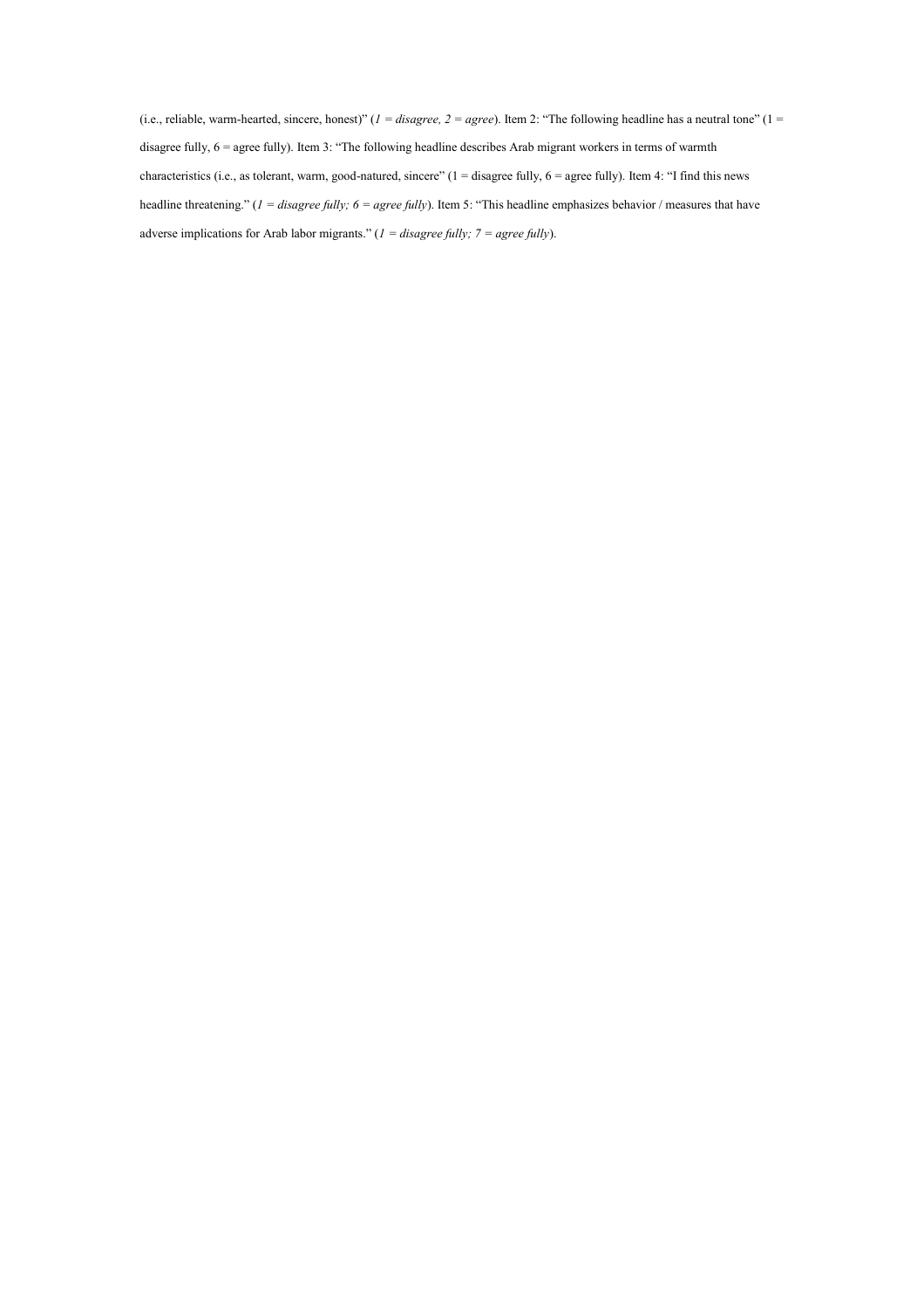(i.e., reliable, warm-hearted, sincere, honest)" (*1 = disagree, 2 = agree*). Item 2: "The following headline has a neutral tone" (1 = disagree fully, 6 = agree fully). Item 3: "The following headline describes Arab migrant workers in terms of warmth characteristics (i.e., as tolerant, warm, good-natured, sincere" (1 = disagree fully, 6 = agree fully). Item 4: "I find this news headline threatening." (*1 = disagree fully; 6 = agree fully*). Item 5: "This headline emphasizes behavior / measures that have adverse implications for Arab labor migrants." (*1 = disagree fully; 7 = agree fully*).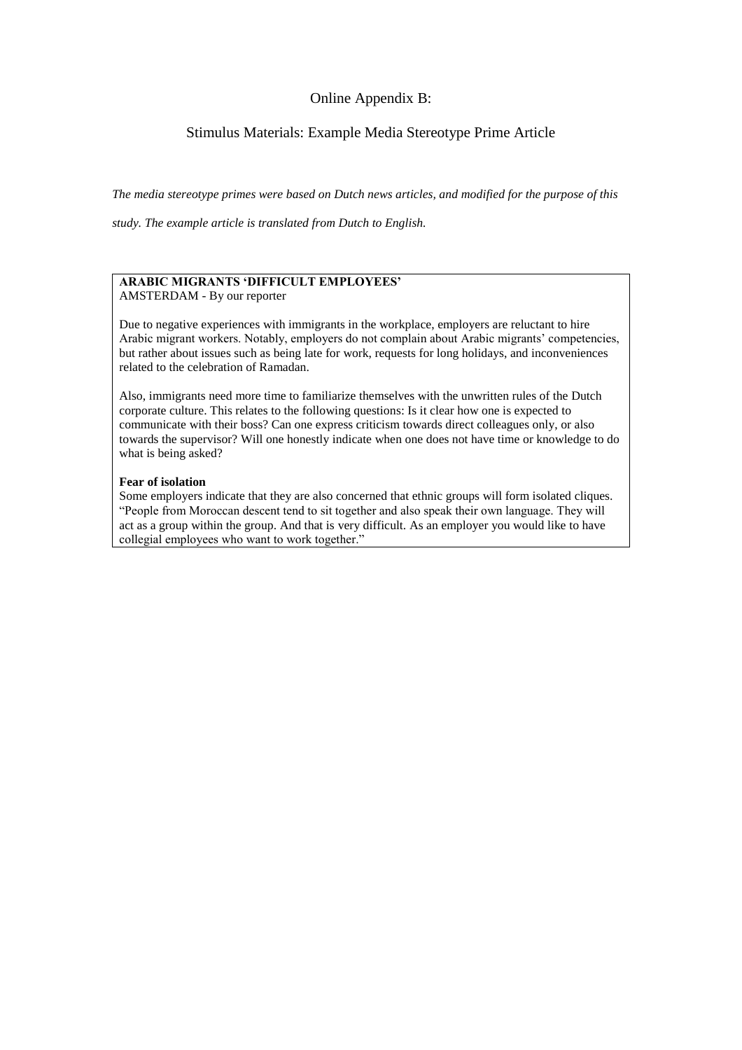# Online Appendix B:

## Stimulus Materials: Example Media Stereotype Prime Article

*The media stereotype primes were based on Dutch news articles, and modified for the purpose of this study. The example article is translated from Dutch to English.*

**ARABIC MIGRANTS 'DIFFICULT EMPLOYEES'**
AMSTERDAM - By our reporter

Due to negative experiences with immigrants in the workplace, employers are reluctant to hire Arabic migrant workers. Notably, employers do not complain about Arabic migrants' competencies, but rather about issues such as being late for work, requests for long holidays, and inconveniences related to the celebration of Ramadan.

Also, immigrants need more time to familiarize themselves with the unwritten rules of the Dutch corporate culture. This relates to the following questions: Is it clear how one is expected to communicate with their boss? Can one express criticism towards direct colleagues only, or also towards the supervisor? Will one honestly indicate when one does not have time or knowledge to do what is being asked?

**Fear of isolation**
Some employers indicate that they are also concerned that ethnic groups will form isolated cliques. "People from Moroccan descent tend to sit together and also speak their own language. They will act as a group within the group. And that is very difficult. As an employer you would like to have collegial employees who want to work together."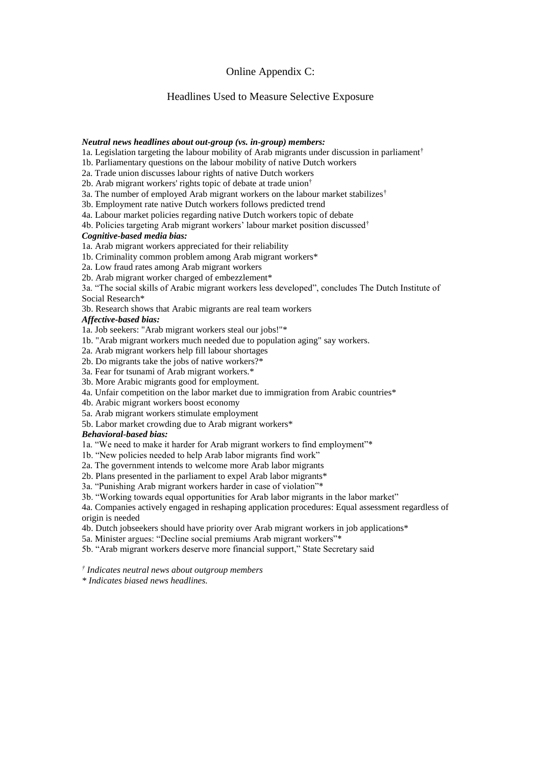# Online Appendix C:

## Headlines Used to Measure Selective Exposure

***Neutral news headlines about out-group (vs. in-group) members:***

1a. Legislation targeting the labour mobility of Arab migrants under discussion in parliament†
1b. Parliamentary questions on the labour mobility of native Dutch workers
2a. Trade union discusses labour rights of native Dutch workers
2b. Arab migrant workers' rights topic of debate at trade union†
3a. The number of employed Arab migrant workers on the labour market stabilizes†
3b. Employment rate native Dutch workers follows predicted trend
4a. Labour market policies regarding native Dutch workers topic of debate
4b. Policies targeting Arab migrant workers' labour market position discussed†

***Cognitive-based media bias:***

1a. Arab migrant workers appreciated for their reliability
1b. Criminality common problem among Arab migrant workers*
2a. Low fraud rates among Arab migrant workers
2b. Arab migrant worker charged of embezzlement*
3a. "The social skills of Arabic migrant workers less developed", concludes The Dutch Institute of Social Research*
3b. Research shows that Arabic migrants are real team workers

***Affective-based bias:***

1a. Job seekers: "Arab migrant workers steal our jobs!"*
1b. "Arab migrant workers much needed due to population aging" say workers.
2a. Arab migrant workers help fill labour shortages
2b. Do migrants take the jobs of native workers?*
3a. Fear for tsunami of Arab migrant workers.*
3b. More Arabic migrants good for employment.
4a. Unfair competition on the labor market due to immigration from Arabic countries*
4b. Arabic migrant workers boost economy
5a. Arab migrant workers stimulate employment
5b. Labor market crowding due to Arab migrant workers*

***Behavioral-based bias:***

1a. "We need to make it harder for Arab migrant workers to find employment"*
1b. "New policies needed to help Arab labor migrants find work"
2a. The government intends to welcome more Arab labor migrants
2b. Plans presented in the parliament to expel Arab labor migrants*
3a. "Punishing Arab migrant workers harder in case of violation"*
3b. "Working towards equal opportunities for Arab labor migrants in the labor market"
4a. Companies actively engaged in reshaping application procedures: Equal assessment regardless of origin is needed
4b. Dutch jobseekers should have priority over Arab migrant workers in job applications*
5a. Minister argues: "Decline social premiums Arab migrant workers"*
5b. "Arab migrant workers deserve more financial support," State Secretary said

*† Indicates neutral news about outgroup members*

*\* Indicates biased news headlines.*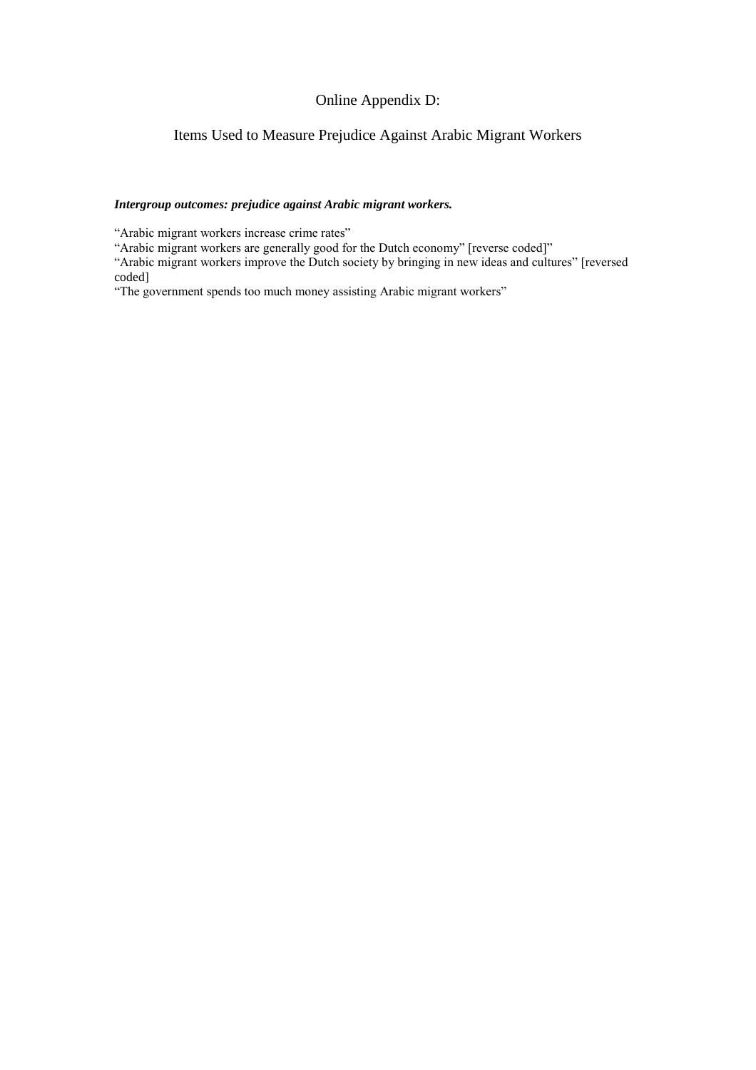# Online Appendix D:

## Items Used to Measure Prejudice Against Arabic Migrant Workers

***Intergroup outcomes: prejudice against Arabic migrant workers.***

"Arabic migrant workers increase crime rates"
"Arabic migrant workers are generally good for the Dutch economy" [reverse coded]"
"Arabic migrant workers improve the Dutch society by bringing in new ideas and cultures" [reversed coded]
"The government spends too much money assisting Arabic migrant workers"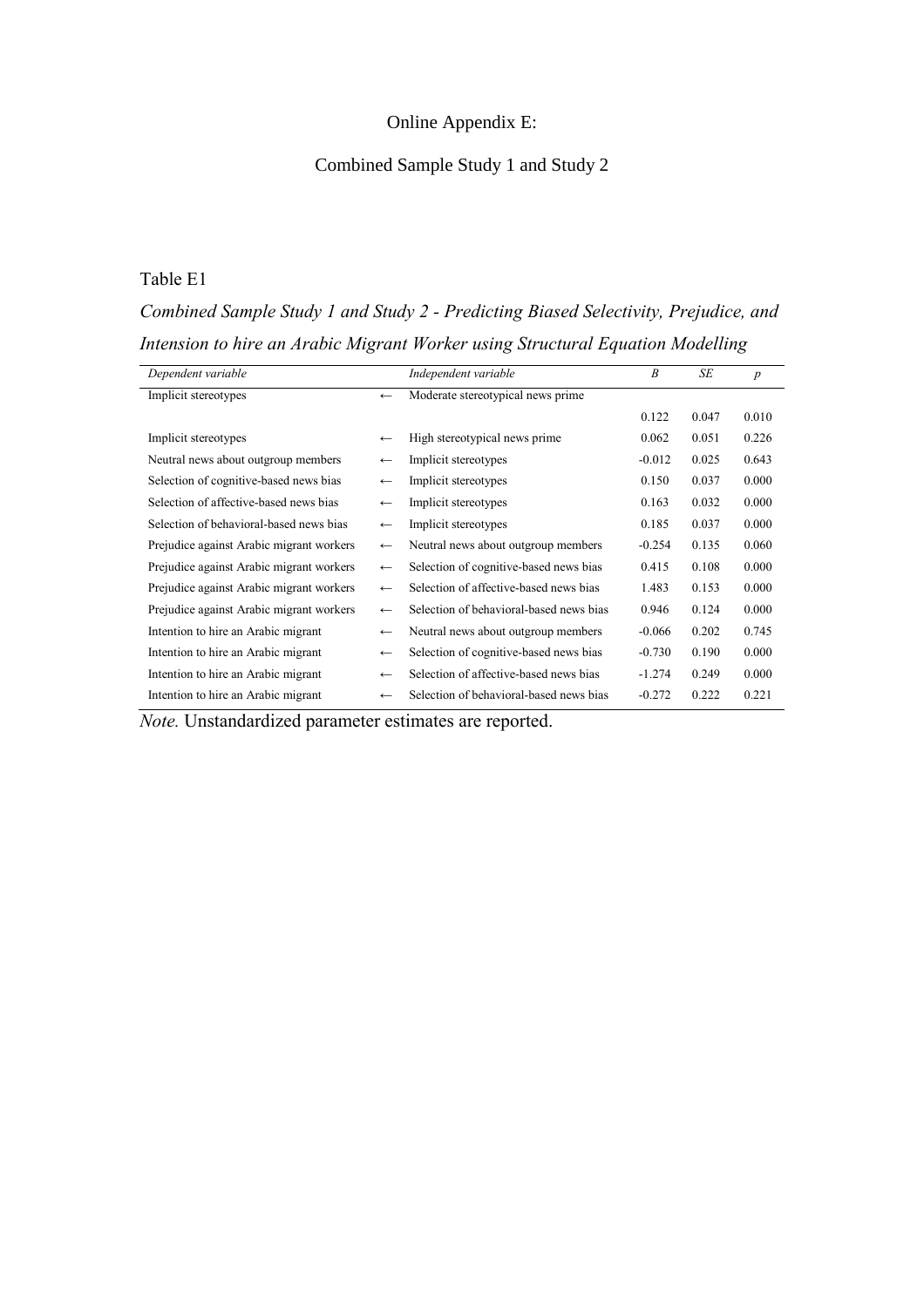Online Appendix E:

Combined Sample Study 1 and Study 2

Table E1

*Combined Sample Study 1 and Study 2 - Predicting Biased Selectivity, Prejudice, and Intension to hire an Arabic Migrant Worker using Structural Equation Modelling*

| *Dependent variable* | | *Independent variable* | *B* | *SE* | *p* |
|---|---|---|---|---|---|
| Implicit stereotypes | ← | Moderate stereotypical news prime | 0.122 | 0.047 | 0.010 |
| Implicit stereotypes | ← | High stereotypical news prime | 0.062 | 0.051 | 0.226 |
| Neutral news about outgroup members | ← | Implicit stereotypes | -0.012 | 0.025 | 0.643 |
| Selection of cognitive-based news bias | ← | Implicit stereotypes | 0.150 | 0.037 | 0.000 |
| Selection of affective-based news bias | ← | Implicit stereotypes | 0.163 | 0.032 | 0.000 |
| Selection of behavioral-based news bias | ← | Implicit stereotypes | 0.185 | 0.037 | 0.000 |
| Prejudice against Arabic migrant workers | ← | Neutral news about outgroup members | -0.254 | 0.135 | 0.060 |
| Prejudice against Arabic migrant workers | ← | Selection of cognitive-based news bias | 0.415 | 0.108 | 0.000 |
| Prejudice against Arabic migrant workers | ← | Selection of affective-based news bias | 1.483 | 0.153 | 0.000 |
| Prejudice against Arabic migrant workers | ← | Selection of behavioral-based news bias | 0.946 | 0.124 | 0.000 |
| Intention to hire an Arabic migrant | ← | Neutral news about outgroup members | -0.066 | 0.202 | 0.745 |
| Intention to hire an Arabic migrant | ← | Selection of cognitive-based news bias | -0.730 | 0.190 | 0.000 |
| Intention to hire an Arabic migrant | ← | Selection of affective-based news bias | -1.274 | 0.249 | 0.000 |
| Intention to hire an Arabic migrant | ← | Selection of behavioral-based news bias | -0.272 | 0.222 | 0.221 |

*Note.* Unstandardized parameter estimates are reported.